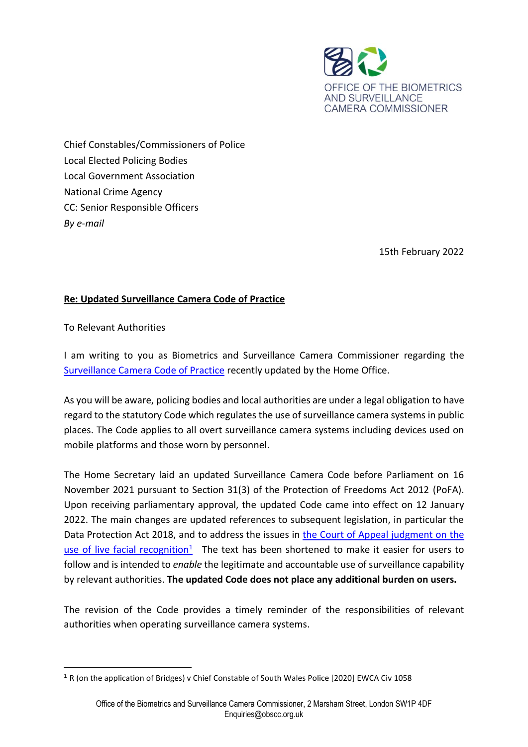OFFICE OF THE BIOMETRICS AND SURVEILLANCE CAMERA COMMISSIONER

Chief Constables/Commissioners of Police
Local Elected Policing Bodies
Local Government Association
National Crime Agency
CC: Senior Responsible Officers
*By e-mail*

15th February 2022

**Re: Updated Surveillance Camera Code of Practice**

To Relevant Authorities

I am writing to you as Biometrics and Surveillance Camera Commissioner regarding the Surveillance Camera Code of Practice recently updated by the Home Office.

As you will be aware, policing bodies and local authorities are under a legal obligation to have regard to the statutory Code which regulates the use of surveillance camera systems in public places. The Code applies to all overt surveillance camera systems including devices used on mobile platforms and those worn by personnel.

The Home Secretary laid an updated Surveillance Camera Code before Parliament on 16 November 2021 pursuant to Section 31(3) of the Protection of Freedoms Act 2012 (PoFA). Upon receiving parliamentary approval, the updated Code came into effect on 12 January 2022. The main changes are updated references to subsequent legislation, in particular the Data Protection Act 2018, and to address the issues in the Court of Appeal judgment on the use of live facial recognition[1] The text has been shortened to make it easier for users to follow and is intended to *enable* the legitimate and accountable use of surveillance capability by relevant authorities. **The updated Code does not place any additional burden on users.**

The revision of the Code provides a timely reminder of the responsibilities of relevant authorities when operating surveillance camera systems.

[1] R (on the application of Bridges) v Chief Constable of South Wales Police [2020] EWCA Civ 1058

Office of the Biometrics and Surveillance Camera Commissioner, 2 Marsham Street, London SW1P 4DF
Enquiries@obscc.org.uk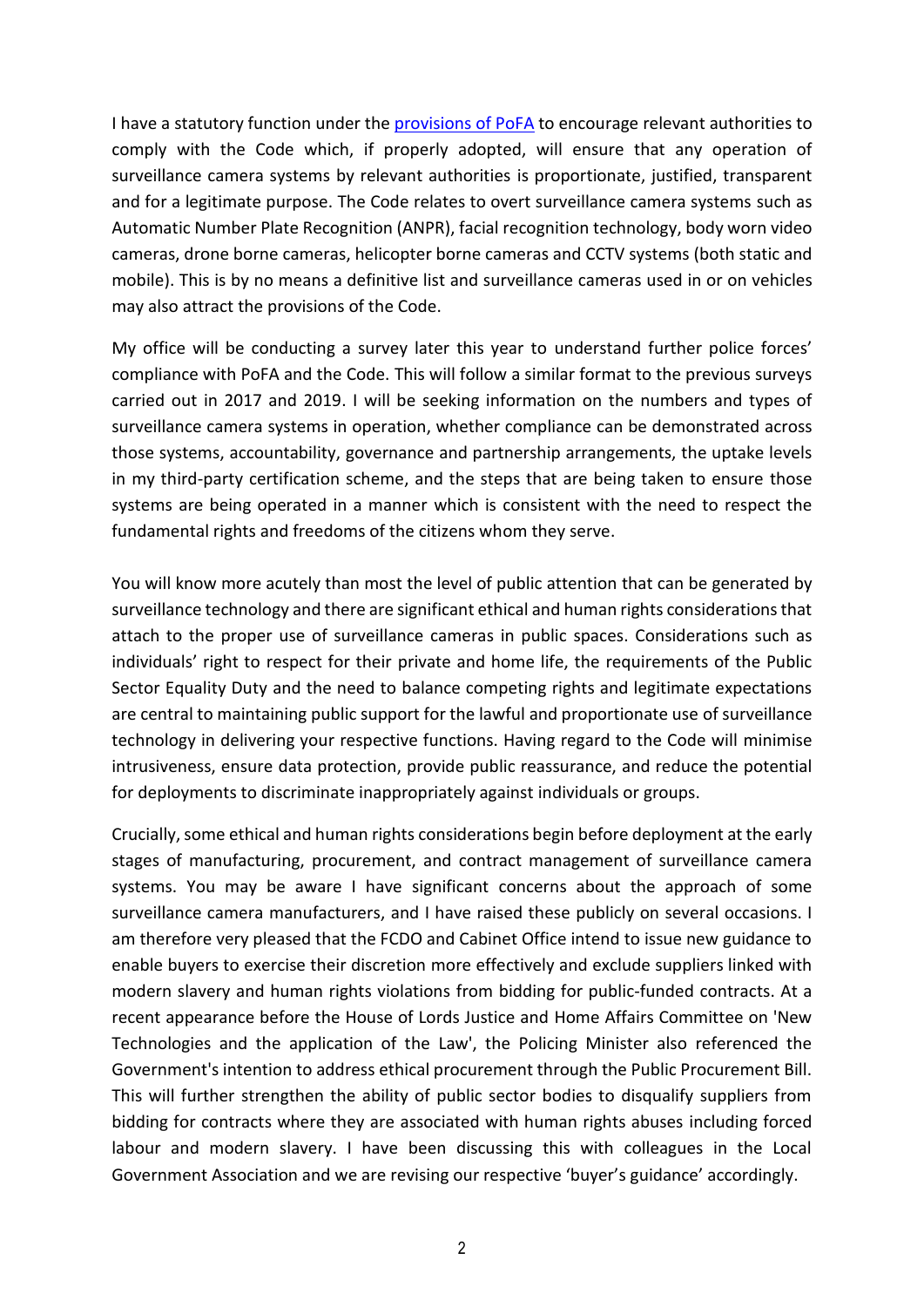I have a statutory function under the [provisions of PoFA] to encourage relevant authorities to comply with the Code which, if properly adopted, will ensure that any operation of surveillance camera systems by relevant authorities is proportionate, justified, transparent and for a legitimate purpose. The Code relates to overt surveillance camera systems such as Automatic Number Plate Recognition (ANPR), facial recognition technology, body worn video cameras, drone borne cameras, helicopter borne cameras and CCTV systems (both static and mobile). This is by no means a definitive list and surveillance cameras used in or on vehicles may also attract the provisions of the Code.

My office will be conducting a survey later this year to understand further police forces' compliance with PoFA and the Code. This will follow a similar format to the previous surveys carried out in 2017 and 2019. I will be seeking information on the numbers and types of surveillance camera systems in operation, whether compliance can be demonstrated across those systems, accountability, governance and partnership arrangements, the uptake levels in my third-party certification scheme, and the steps that are being taken to ensure those systems are being operated in a manner which is consistent with the need to respect the fundamental rights and freedoms of the citizens whom they serve.

You will know more acutely than most the level of public attention that can be generated by surveillance technology and there are significant ethical and human rights considerations that attach to the proper use of surveillance cameras in public spaces. Considerations such as individuals' right to respect for their private and home life, the requirements of the Public Sector Equality Duty and the need to balance competing rights and legitimate expectations are central to maintaining public support for the lawful and proportionate use of surveillance technology in delivering your respective functions. Having regard to the Code will minimise intrusiveness, ensure data protection, provide public reassurance, and reduce the potential for deployments to discriminate inappropriately against individuals or groups.

Crucially, some ethical and human rights considerations begin before deployment at the early stages of manufacturing, procurement, and contract management of surveillance camera systems. You may be aware I have significant concerns about the approach of some surveillance camera manufacturers, and I have raised these publicly on several occasions. I am therefore very pleased that the FCDO and Cabinet Office intend to issue new guidance to enable buyers to exercise their discretion more effectively and exclude suppliers linked with modern slavery and human rights violations from bidding for public-funded contracts. At a recent appearance before the House of Lords Justice and Home Affairs Committee on 'New Technologies and the application of the Law', the Policing Minister also referenced the Government's intention to address ethical procurement through the Public Procurement Bill. This will further strengthen the ability of public sector bodies to disqualify suppliers from bidding for contracts where they are associated with human rights abuses including forced labour and modern slavery. I have been discussing this with colleagues in the Local Government Association and we are revising our respective 'buyer's guidance' accordingly.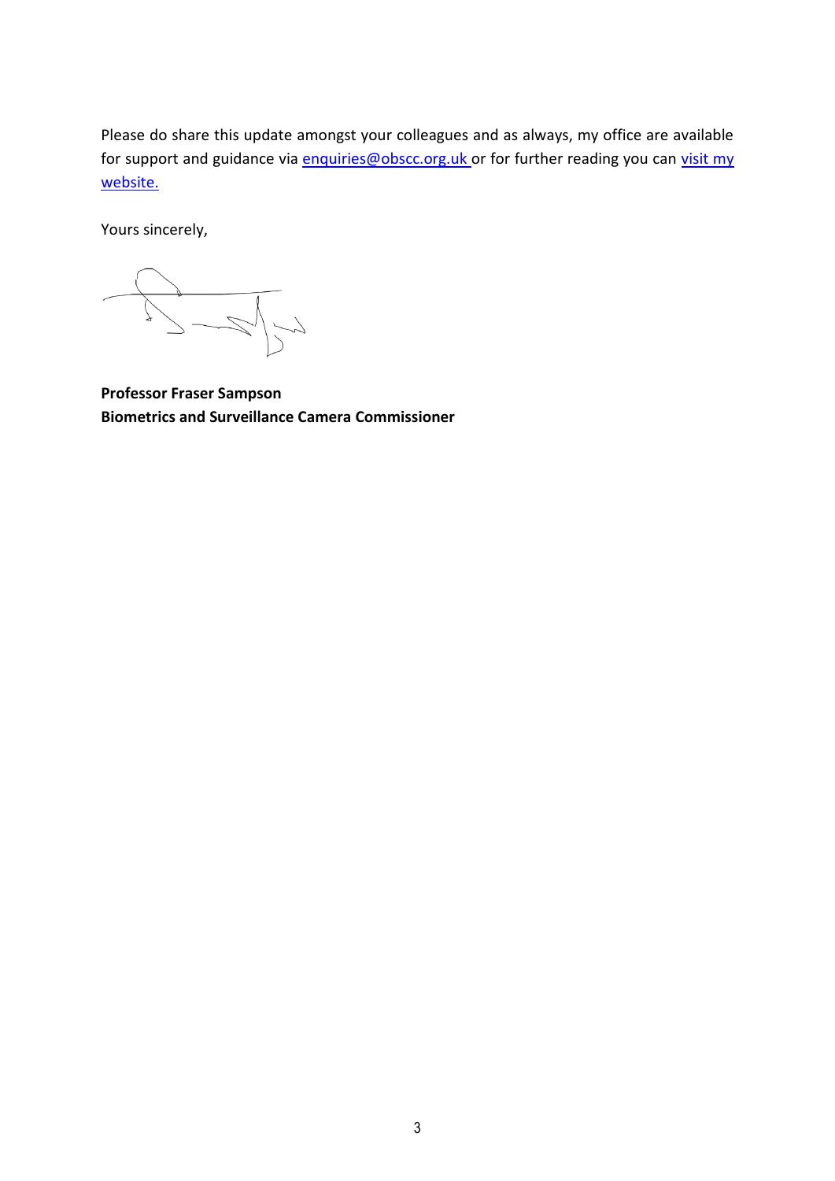Please do share this update amongst your colleagues and as always, my office are available for support and guidance via enquiries@obscc.org.uk or for further reading you can visit my website.

Yours sincerely,

**Professor Fraser Sampson**
**Biometrics and Surveillance Camera Commissioner**